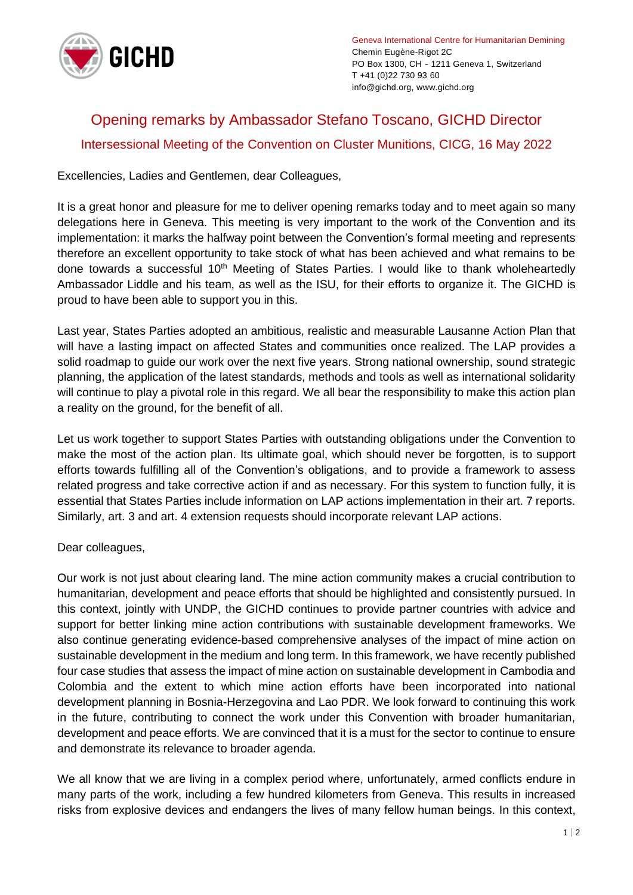Geneva International Centre for Humanitarian Demining
Chemin Eugène-Rigot 2C
PO Box 1300, CH - 1211 Geneva 1, Switzerland
T +41 (0)22 730 93 60
info@gichd.org, www.gichd.org

# Opening remarks by Ambassador Stefano Toscano, GICHD Director

## Intersessional Meeting of the Convention on Cluster Munitions, CICG, 16 May 2022

Excellencies, Ladies and Gentlemen, dear Colleagues,

It is a great honor and pleasure for me to deliver opening remarks today and to meet again so many delegations here in Geneva. This meeting is very important to the work of the Convention and its implementation: it marks the halfway point between the Convention's formal meeting and represents therefore an excellent opportunity to take stock of what has been achieved and what remains to be done towards a successful 10th Meeting of States Parties. I would like to thank wholeheartedly Ambassador Liddle and his team, as well as the ISU, for their efforts to organize it. The GICHD is proud to have been able to support you in this.

Last year, States Parties adopted an ambitious, realistic and measurable Lausanne Action Plan that will have a lasting impact on affected States and communities once realized. The LAP provides a solid roadmap to guide our work over the next five years. Strong national ownership, sound strategic planning, the application of the latest standards, methods and tools as well as international solidarity will continue to play a pivotal role in this regard. We all bear the responsibility to make this action plan a reality on the ground, for the benefit of all.

Let us work together to support States Parties with outstanding obligations under the Convention to make the most of the action plan. Its ultimate goal, which should never be forgotten, is to support efforts towards fulfilling all of the Convention's obligations, and to provide a framework to assess related progress and take corrective action if and as necessary. For this system to function fully, it is essential that States Parties include information on LAP actions implementation in their art. 7 reports. Similarly, art. 3 and art. 4 extension requests should incorporate relevant LAP actions.

Dear colleagues,

Our work is not just about clearing land. The mine action community makes a crucial contribution to humanitarian, development and peace efforts that should be highlighted and consistently pursued. In this context, jointly with UNDP, the GICHD continues to provide partner countries with advice and support for better linking mine action contributions with sustainable development frameworks. We also continue generating evidence-based comprehensive analyses of the impact of mine action on sustainable development in the medium and long term. In this framework, we have recently published four case studies that assess the impact of mine action on sustainable development in Cambodia and Colombia and the extent to which mine action efforts have been incorporated into national development planning in Bosnia-Herzegovina and Lao PDR. We look forward to continuing this work in the future, contributing to connect the work under this Convention with broader humanitarian, development and peace efforts. We are convinced that it is a must for the sector to continue to ensure and demonstrate its relevance to broader agenda.

We all know that we are living in a complex period where, unfortunately, armed conflicts endure in many parts of the work, including a few hundred kilometers from Geneva. This results in increased risks from explosive devices and endangers the lives of many fellow human beings. In this context,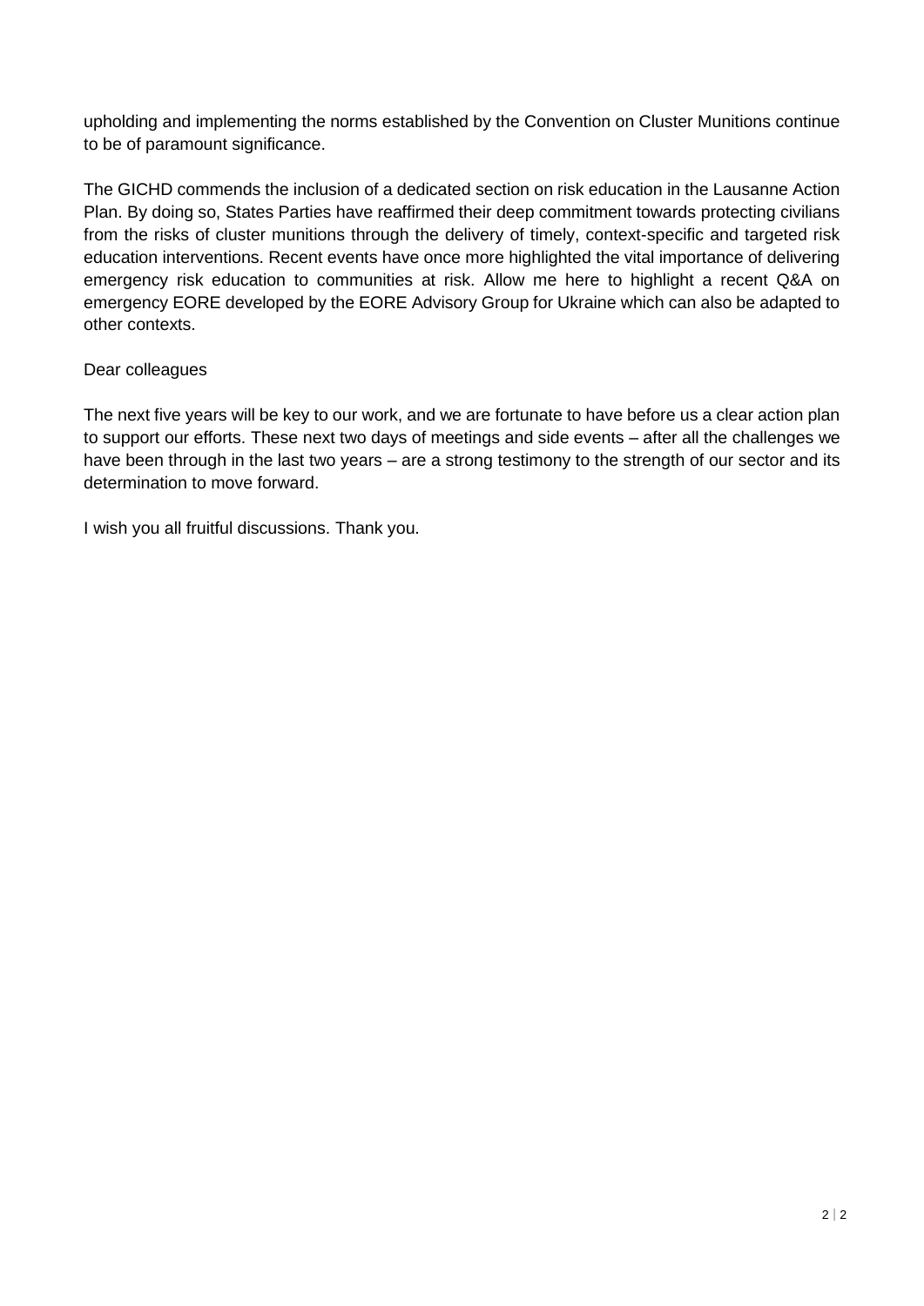upholding and implementing the norms established by the Convention on Cluster Munitions continue to be of paramount significance.

The GICHD commends the inclusion of a dedicated section on risk education in the Lausanne Action Plan. By doing so, States Parties have reaffirmed their deep commitment towards protecting civilians from the risks of cluster munitions through the delivery of timely, context-specific and targeted risk education interventions. Recent events have once more highlighted the vital importance of delivering emergency risk education to communities at risk. Allow me here to highlight a recent Q&A on emergency EORE developed by the EORE Advisory Group for Ukraine which can also be adapted to other contexts.

Dear colleagues

The next five years will be key to our work, and we are fortunate to have before us a clear action plan to support our efforts. These next two days of meetings and side events – after all the challenges we have been through in the last two years – are a strong testimony to the strength of our sector and its determination to move forward.

I wish you all fruitful discussions. Thank you.